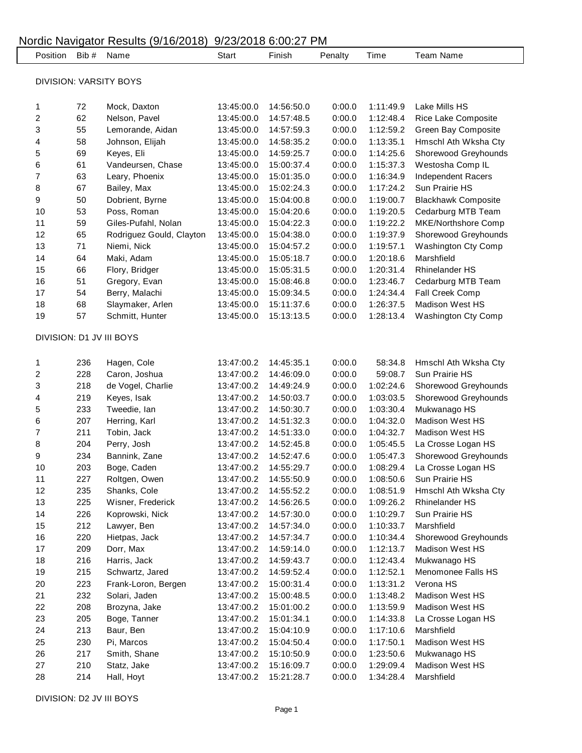# Nordic Navigator Results (9/16/2018) 9/23/2018 6:00:27 PM

| Position | Bib # | Name | Start | Finish | Penalty | Time | Team Name |
|---|---|---|---|---|---|---|---|

**DIVISION: VARSITY BOYS**

| Position | Bib # | Name | Start | Finish | Penalty | Time | Team Name |
|---|---|---|---|---|---|---|---|
| 1 | 72 | Mock, Daxton | 13:45:00.0 | 14:56:50.0 | 0:00.0 | 1:11:49.9 | Lake Mills HS |
| 2 | 62 | Nelson, Pavel | 13:45:00.0 | 14:57:48.5 | 0:00.0 | 1:12:48.4 | Rice Lake Composite |
| 3 | 55 | Lemorande, Aidan | 13:45:00.0 | 14:57:59.3 | 0:00.0 | 1:12:59.2 | Green Bay Composite |
| 4 | 58 | Johnson, Elijah | 13:45:00.0 | 14:58:35.2 | 0:00.0 | 1:13:35.1 | Hmschl Ath Wksha Cty |
| 5 | 69 | Keyes, Eli | 13:45:00.0 | 14:59:25.7 | 0:00.0 | 1:14:25.6 | Shorewood Greyhounds |
| 6 | 61 | Vandeursen, Chase | 13:45:00.0 | 15:00:37.4 | 0:00.0 | 1:15:37.3 | Westosha Comp IL |
| 7 | 63 | Leary, Phoenix | 13:45:00.0 | 15:01:35.0 | 0:00.0 | 1:16:34.9 | Independent Racers |
| 8 | 67 | Bailey, Max | 13:45:00.0 | 15:02:24.3 | 0:00.0 | 1:17:24.2 | Sun Prairie HS |
| 9 | 50 | Dobrient, Byrne | 13:45:00.0 | 15:04:00.8 | 0:00.0 | 1:19:00.7 | Blackhawk Composite |
| 10 | 53 | Poss, Roman | 13:45:00.0 | 15:04:20.6 | 0:00.0 | 1:19:20.5 | Cedarburg MTB Team |
| 11 | 59 | Giles-Pufahl, Nolan | 13:45:00.0 | 15:04:22.3 | 0:00.0 | 1:19:22.2 | MKE/Northshore Comp |
| 12 | 65 | Rodriguez Gould, Clayton | 13:45:00.0 | 15:04:38.0 | 0:00.0 | 1:19:37.9 | Shorewood Greyhounds |
| 13 | 71 | Niemi, Nick | 13:45:00.0 | 15:04:57.2 | 0:00.0 | 1:19:57.1 | Washington Cty Comp |
| 14 | 64 | Maki, Adam | 13:45:00.0 | 15:05:18.7 | 0:00.0 | 1:20:18.6 | Marshfield |
| 15 | 66 | Flory, Bridger | 13:45:00.0 | 15:05:31.5 | 0:00.0 | 1:20:31.4 | Rhinelander HS |
| 16 | 51 | Gregory, Evan | 13:45:00.0 | 15:08:46.8 | 0:00.0 | 1:23:46.7 | Cedarburg MTB Team |
| 17 | 54 | Berry, Malachi | 13:45:00.0 | 15:09:34.5 | 0:00.0 | 1:24:34.4 | Fall Creek Comp |
| 18 | 68 | Slaymaker, Arlen | 13:45:00.0 | 15:11:37.6 | 0:00.0 | 1:26:37.5 | Madison West HS |
| 19 | 57 | Schmitt, Hunter | 13:45:00.0 | 15:13:13.5 | 0:00.0 | 1:28:13.4 | Washington Cty Comp |

**DIVISION: D1 JV III BOYS**

| Position | Bib # | Name | Start | Finish | Penalty | Time | Team Name |
|---|---|---|---|---|---|---|---|
| 1 | 236 | Hagen, Cole | 13:47:00.2 | 14:45:35.1 | 0:00.0 | 58:34.8 | Hmschl Ath Wksha Cty |
| 2 | 228 | Caron, Joshua | 13:47:00.2 | 14:46:09.0 | 0:00.0 | 59:08.7 | Sun Prairie HS |
| 3 | 218 | de Vogel, Charlie | 13:47:00.2 | 14:49:24.9 | 0:00.0 | 1:02:24.6 | Shorewood Greyhounds |
| 4 | 219 | Keyes, Isak | 13:47:00.2 | 14:50:03.7 | 0:00.0 | 1:03:03.5 | Shorewood Greyhounds |
| 5 | 233 | Tweedie, Ian | 13:47:00.2 | 14:50:30.7 | 0:00.0 | 1:03:30.4 | Mukwanago HS |
| 6 | 207 | Herring, Karl | 13:47:00.2 | 14:51:32.3 | 0:00.0 | 1:04:32.0 | Madison West HS |
| 7 | 211 | Tobin, Jack | 13:47:00.2 | 14:51:33.0 | 0:00.0 | 1:04:32.7 | Madison West HS |
| 8 | 204 | Perry, Josh | 13:47:00.2 | 14:52:45.8 | 0:00.0 | 1:05:45.5 | La Crosse Logan HS |
| 9 | 234 | Bannink, Zane | 13:47:00.2 | 14:52:47.6 | 0:00.0 | 1:05:47.3 | Shorewood Greyhounds |
| 10 | 203 | Boge, Caden | 13:47:00.2 | 14:55:29.7 | 0:00.0 | 1:08:29.4 | La Crosse Logan HS |
| 11 | 227 | Roltgen, Owen | 13:47:00.2 | 14:55:50.9 | 0:00.0 | 1:08:50.6 | Sun Prairie HS |
| 12 | 235 | Shanks, Cole | 13:47:00.2 | 14:55:52.2 | 0:00.0 | 1:08:51.9 | Hmschl Ath Wksha Cty |
| 13 | 225 | Wisner, Frederick | 13:47:00.2 | 14:56:26.5 | 0:00.0 | 1:09:26.2 | Rhinelander HS |
| 14 | 226 | Koprowski, Nick | 13:47:00.2 | 14:57:30.0 | 0:00.0 | 1:10:29.7 | Sun Prairie HS |
| 15 | 212 | Lawyer, Ben | 13:47:00.2 | 14:57:34.0 | 0:00.0 | 1:10:33.7 | Marshfield |
| 16 | 220 | Hietpas, Jack | 13:47:00.2 | 14:57:34.7 | 0:00.0 | 1:10:34.4 | Shorewood Greyhounds |
| 17 | 209 | Dorr, Max | 13:47:00.2 | 14:59:14.0 | 0:00.0 | 1:12:13.7 | Madison West HS |
| 18 | 216 | Harris, Jack | 13:47:00.2 | 14:59:43.7 | 0:00.0 | 1:12:43.4 | Mukwanago HS |
| 19 | 215 | Schwartz, Jared | 13:47:00.2 | 14:59:52.4 | 0:00.0 | 1:12:52.1 | Menomonee Falls HS |
| 20 | 223 | Frank-Loron, Bergen | 13:47:00.2 | 15:00:31.4 | 0:00.0 | 1:13:31.2 | Verona HS |
| 21 | 232 | Solari, Jaden | 13:47:00.2 | 15:00:48.5 | 0:00.0 | 1:13:48.2 | Madison West HS |
| 22 | 208 | Brozyna, Jake | 13:47:00.2 | 15:01:00.2 | 0:00.0 | 1:13:59.9 | Madison West HS |
| 23 | 205 | Boge, Tanner | 13:47:00.2 | 15:01:34.1 | 0:00.0 | 1:14:33.8 | La Crosse Logan HS |
| 24 | 213 | Baur, Ben | 13:47:00.2 | 15:04:10.9 | 0:00.0 | 1:17:10.6 | Marshfield |
| 25 | 230 | Pi, Marcos | 13:47:00.2 | 15:04:50.4 | 0:00.0 | 1:17:50.1 | Madison West HS |
| 26 | 217 | Smith, Shane | 13:47:00.2 | 15:10:50.9 | 0:00.0 | 1:23:50.6 | Mukwanago HS |
| 27 | 210 | Statz, Jake | 13:47:00.2 | 15:16:09.7 | 0:00.0 | 1:29:09.4 | Madison West HS |
| 28 | 214 | Hall, Hoyt | 13:47:00.2 | 15:21:28.7 | 0:00.0 | 1:34:28.4 | Marshfield |

**DIVISION: D2 JV III BOYS**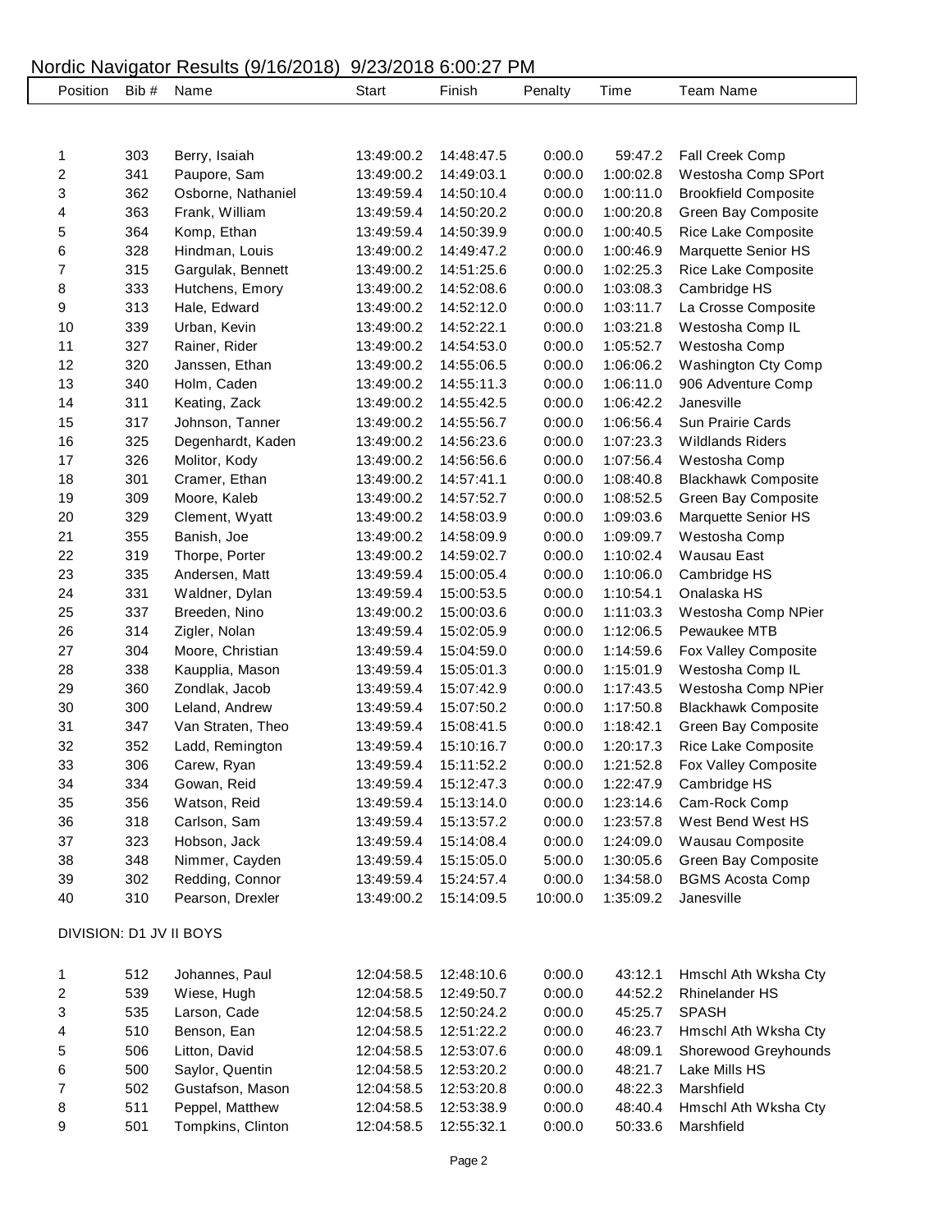# Nordic Navigator Results (9/16/2018) 9/23/2018 6:00:27 PM

| Position | Bib # | Name | Start | Finish | Penalty | Time | Team Name |
|---|---|---|---|---|---|---|---|
| 1 | 303 | Berry, Isaiah | 13:49:00.2 | 14:48:47.5 | 0:00.0 | 59:47.2 | Fall Creek Comp |
| 2 | 341 | Paupore, Sam | 13:49:00.2 | 14:49:03.1 | 0:00.0 | 1:00:02.8 | Westosha Comp SPort |
| 3 | 362 | Osborne, Nathaniel | 13:49:59.4 | 14:50:10.4 | 0:00.0 | 1:00:11.0 | Brookfield Composite |
| 4 | 363 | Frank, William | 13:49:59.4 | 14:50:20.2 | 0:00.0 | 1:00:20.8 | Green Bay Composite |
| 5 | 364 | Komp, Ethan | 13:49:59.4 | 14:50:39.9 | 0:00.0 | 1:00:40.5 | Rice Lake Composite |
| 6 | 328 | Hindman, Louis | 13:49:00.2 | 14:49:47.2 | 0:00.0 | 1:00:46.9 | Marquette Senior HS |
| 7 | 315 | Gargulak, Bennett | 13:49:00.2 | 14:51:25.6 | 0:00.0 | 1:02:25.3 | Rice Lake Composite |
| 8 | 333 | Hutchens, Emory | 13:49:00.2 | 14:52:08.6 | 0:00.0 | 1:03:08.3 | Cambridge HS |
| 9 | 313 | Hale, Edward | 13:49:00.2 | 14:52:12.0 | 0:00.0 | 1:03:11.7 | La Crosse Composite |
| 10 | 339 | Urban, Kevin | 13:49:00.2 | 14:52:22.1 | 0:00.0 | 1:03:21.8 | Westosha Comp IL |
| 11 | 327 | Rainer, Rider | 13:49:00.2 | 14:54:53.0 | 0:00.0 | 1:05:52.7 | Westosha Comp |
| 12 | 320 | Janssen, Ethan | 13:49:00.2 | 14:55:06.5 | 0:00.0 | 1:06:06.2 | Washington Cty Comp |
| 13 | 340 | Holm, Caden | 13:49:00.2 | 14:55:11.3 | 0:00.0 | 1:06:11.0 | 906 Adventure Comp |
| 14 | 311 | Keating, Zack | 13:49:00.2 | 14:55:42.5 | 0:00.0 | 1:06:42.2 | Janesville |
| 15 | 317 | Johnson, Tanner | 13:49:00.2 | 14:55:56.7 | 0:00.0 | 1:06:56.4 | Sun Prairie Cards |
| 16 | 325 | Degenhardt, Kaden | 13:49:00.2 | 14:56:23.6 | 0:00.0 | 1:07:23.3 | Wildlands Riders |
| 17 | 326 | Molitor, Kody | 13:49:00.2 | 14:56:56.6 | 0:00.0 | 1:07:56.4 | Westosha Comp |
| 18 | 301 | Cramer, Ethan | 13:49:00.2 | 14:57:41.1 | 0:00.0 | 1:08:40.8 | Blackhawk Composite |
| 19 | 309 | Moore, Kaleb | 13:49:00.2 | 14:57:52.7 | 0:00.0 | 1:08:52.5 | Green Bay Composite |
| 20 | 329 | Clement, Wyatt | 13:49:00.2 | 14:58:03.9 | 0:00.0 | 1:09:03.6 | Marquette Senior HS |
| 21 | 355 | Banish, Joe | 13:49:00.2 | 14:58:09.9 | 0:00.0 | 1:09:09.7 | Westosha Comp |
| 22 | 319 | Thorpe, Porter | 13:49:00.2 | 14:59:02.7 | 0:00.0 | 1:10:02.4 | Wausau East |
| 23 | 335 | Andersen, Matt | 13:49:59.4 | 15:00:05.4 | 0:00.0 | 1:10:06.0 | Cambridge HS |
| 24 | 331 | Waldner, Dylan | 13:49:59.4 | 15:00:53.5 | 0:00.0 | 1:10:54.1 | Onalaska HS |
| 25 | 337 | Breeden, Nino | 13:49:00.2 | 15:00:03.6 | 0:00.0 | 1:11:03.3 | Westosha Comp NPier |
| 26 | 314 | Zigler, Nolan | 13:49:59.4 | 15:02:05.9 | 0:00.0 | 1:12:06.5 | Pewaukee MTB |
| 27 | 304 | Moore, Christian | 13:49:59.4 | 15:04:59.0 | 0:00.0 | 1:14:59.6 | Fox Valley Composite |
| 28 | 338 | Kaupplia, Mason | 13:49:59.4 | 15:05:01.3 | 0:00.0 | 1:15:01.9 | Westosha Comp IL |
| 29 | 360 | Zondlak, Jacob | 13:49:59.4 | 15:07:42.9 | 0:00.0 | 1:17:43.5 | Westosha Comp NPier |
| 30 | 300 | Leland, Andrew | 13:49:59.4 | 15:07:50.2 | 0:00.0 | 1:17:50.8 | Blackhawk Composite |
| 31 | 347 | Van Straten, Theo | 13:49:59.4 | 15:08:41.5 | 0:00.0 | 1:18:42.1 | Green Bay Composite |
| 32 | 352 | Ladd, Remington | 13:49:59.4 | 15:10:16.7 | 0:00.0 | 1:20:17.3 | Rice Lake Composite |
| 33 | 306 | Carew, Ryan | 13:49:59.4 | 15:11:52.2 | 0:00.0 | 1:21:52.8 | Fox Valley Composite |
| 34 | 334 | Gowan, Reid | 13:49:59.4 | 15:12:47.3 | 0:00.0 | 1:22:47.9 | Cambridge HS |
| 35 | 356 | Watson, Reid | 13:49:59.4 | 15:13:14.0 | 0:00.0 | 1:23:14.6 | Cam-Rock Comp |
| 36 | 318 | Carlson, Sam | 13:49:59.4 | 15:13:57.2 | 0:00.0 | 1:23:57.8 | West Bend West HS |
| 37 | 323 | Hobson, Jack | 13:49:59.4 | 15:14:08.4 | 0:00.0 | 1:24:09.0 | Wausau Composite |
| 38 | 348 | Nimmer, Cayden | 13:49:59.4 | 15:15:05.0 | 5:00.0 | 1:30:05.6 | Green Bay Composite |
| 39 | 302 | Redding, Connor | 13:49:59.4 | 15:24:57.4 | 0:00.0 | 1:34:58.0 | BGMS Acosta Comp |
| 40 | 310 | Pearson, Drexler | 13:49:00.2 | 15:14:09.5 | 10:00.0 | 1:35:09.2 | Janesville |

DIVISION: D1 JV II BOYS

| Position | Bib # | Name | Start | Finish | Penalty | Time | Team Name |
|---|---|---|---|---|---|---|---|
| 1 | 512 | Johannes, Paul | 12:04:58.5 | 12:48:10.6 | 0:00.0 | 43:12.1 | Hmschl Ath Wksha Cty |
| 2 | 539 | Wiese, Hugh | 12:04:58.5 | 12:49:50.7 | 0:00.0 | 44:52.2 | Rhinelander HS |
| 3 | 535 | Larson, Cade | 12:04:58.5 | 12:50:24.2 | 0:00.0 | 45:25.7 | SPASH |
| 4 | 510 | Benson, Ean | 12:04:58.5 | 12:51:22.2 | 0:00.0 | 46:23.7 | Hmschl Ath Wksha Cty |
| 5 | 506 | Litton, David | 12:04:58.5 | 12:53:07.6 | 0:00.0 | 48:09.1 | Shorewood Greyhounds |
| 6 | 500 | Saylor, Quentin | 12:04:58.5 | 12:53:20.2 | 0:00.0 | 48:21.7 | Lake Mills HS |
| 7 | 502 | Gustafson, Mason | 12:04:58.5 | 12:53:20.8 | 0:00.0 | 48:22.3 | Marshfield |
| 8 | 511 | Peppel, Matthew | 12:04:58.5 | 12:53:38.9 | 0:00.0 | 48:40.4 | Hmschl Ath Wksha Cty |
| 9 | 501 | Tompkins, Clinton | 12:04:58.5 | 12:55:32.1 | 0:00.0 | 50:33.6 | Marshfield |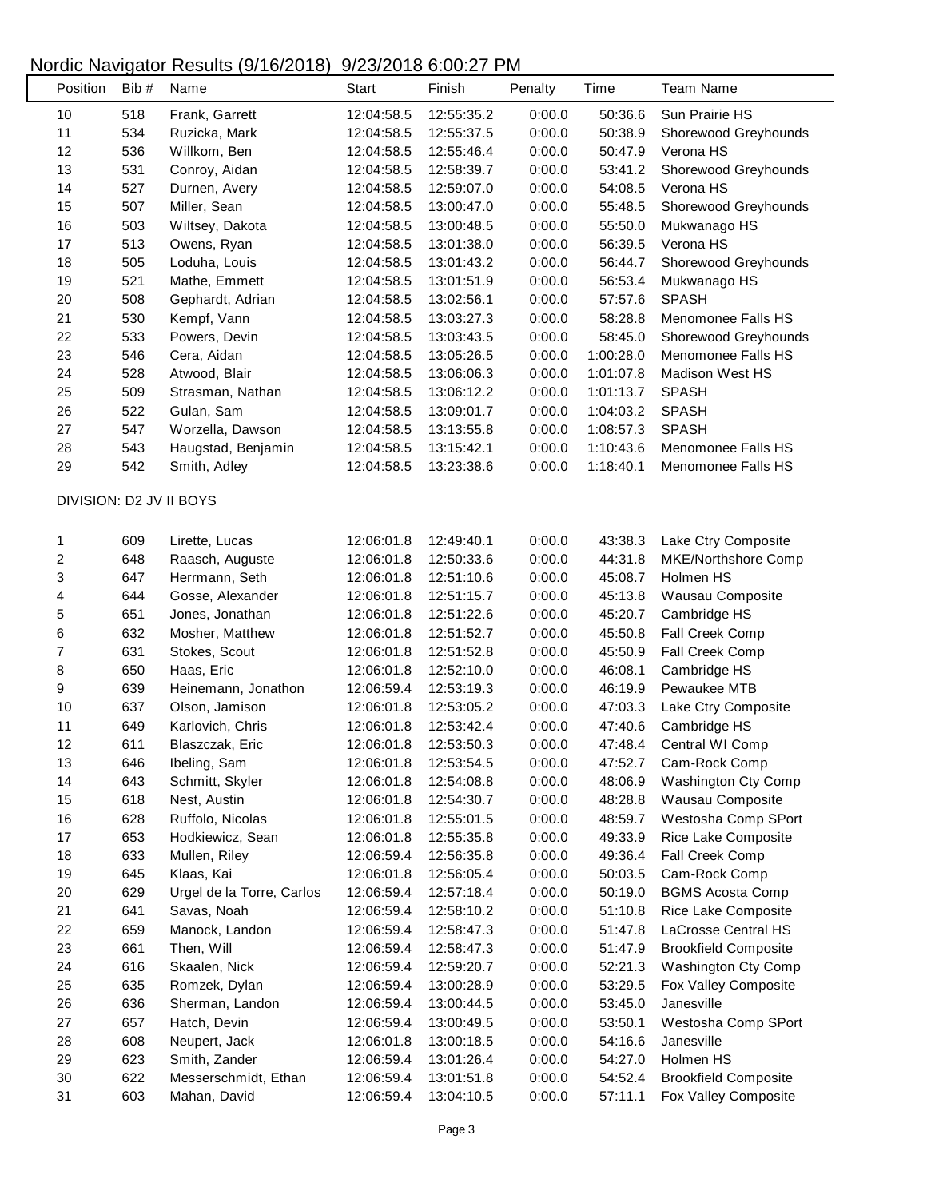# Nordic Navigator Results (9/16/2018) 9/23/2018 6:00:27 PM

| Position | Bib # | Name | Start | Finish | Penalty | Time | Team Name |
|---|---|---|---|---|---|---|---|
| 10 | 518 | Frank, Garrett | 12:04:58.5 | 12:55:35.2 | 0:00.0 | 50:36.6 | Sun Prairie HS |
| 11 | 534 | Ruzicka, Mark | 12:04:58.5 | 12:55:37.5 | 0:00.0 | 50:38.9 | Shorewood Greyhounds |
| 12 | 536 | Willkom, Ben | 12:04:58.5 | 12:55:46.4 | 0:00.0 | 50:47.9 | Verona HS |
| 13 | 531 | Conroy, Aidan | 12:04:58.5 | 12:58:39.7 | 0:00.0 | 53:41.2 | Shorewood Greyhounds |
| 14 | 527 | Durnen, Avery | 12:04:58.5 | 12:59:07.0 | 0:00.0 | 54:08.5 | Verona HS |
| 15 | 507 | Miller, Sean | 12:04:58.5 | 13:00:47.0 | 0:00.0 | 55:48.5 | Shorewood Greyhounds |
| 16 | 503 | Wiltsey, Dakota | 12:04:58.5 | 13:00:48.5 | 0:00.0 | 55:50.0 | Mukwanago HS |
| 17 | 513 | Owens, Ryan | 12:04:58.5 | 13:01:38.0 | 0:00.0 | 56:39.5 | Verona HS |
| 18 | 505 | Loduha, Louis | 12:04:58.5 | 13:01:43.2 | 0:00.0 | 56:44.7 | Shorewood Greyhounds |
| 19 | 521 | Mathe, Emmett | 12:04:58.5 | 13:01:51.9 | 0:00.0 | 56:53.4 | Mukwanago HS |
| 20 | 508 | Gephardt, Adrian | 12:04:58.5 | 13:02:56.1 | 0:00.0 | 57:57.6 | SPASH |
| 21 | 530 | Kempf, Vann | 12:04:58.5 | 13:03:27.3 | 0:00.0 | 58:28.8 | Menomonee Falls HS |
| 22 | 533 | Powers, Devin | 12:04:58.5 | 13:03:43.5 | 0:00.0 | 58:45.0 | Shorewood Greyhounds |
| 23 | 546 | Cera, Aidan | 12:04:58.5 | 13:05:26.5 | 0:00.0 | 1:00:28.0 | Menomonee Falls HS |
| 24 | 528 | Atwood, Blair | 12:04:58.5 | 13:06:06.3 | 0:00.0 | 1:01:07.8 | Madison West HS |
| 25 | 509 | Strasman, Nathan | 12:04:58.5 | 13:06:12.2 | 0:00.0 | 1:01:13.7 | SPASH |
| 26 | 522 | Gulan, Sam | 12:04:58.5 | 13:09:01.7 | 0:00.0 | 1:04:03.2 | SPASH |
| 27 | 547 | Worzella, Dawson | 12:04:58.5 | 13:13:55.8 | 0:00.0 | 1:08:57.3 | SPASH |
| 28 | 543 | Haugstad, Benjamin | 12:04:58.5 | 13:15:42.1 | 0:00.0 | 1:10:43.6 | Menomonee Falls HS |
| 29 | 542 | Smith, Adley | 12:04:58.5 | 13:23:38.6 | 0:00.0 | 1:18:40.1 | Menomonee Falls HS |

DIVISION: D2 JV II BOYS

| Position | Bib # | Name | Start | Finish | Penalty | Time | Team Name |
|---|---|---|---|---|---|---|---|
| 1 | 609 | Lirette, Lucas | 12:06:01.8 | 12:49:40.1 | 0:00.0 | 43:38.3 | Lake Ctry Composite |
| 2 | 648 | Raasch, Auguste | 12:06:01.8 | 12:50:33.6 | 0:00.0 | 44:31.8 | MKE/Northshore Comp |
| 3 | 647 | Herrmann, Seth | 12:06:01.8 | 12:51:10.6 | 0:00.0 | 45:08.7 | Holmen HS |
| 4 | 644 | Gosse, Alexander | 12:06:01.8 | 12:51:15.7 | 0:00.0 | 45:13.8 | Wausau Composite |
| 5 | 651 | Jones, Jonathan | 12:06:01.8 | 12:51:22.6 | 0:00.0 | 45:20.7 | Cambridge HS |
| 6 | 632 | Mosher, Matthew | 12:06:01.8 | 12:51:52.7 | 0:00.0 | 45:50.8 | Fall Creek Comp |
| 7 | 631 | Stokes, Scout | 12:06:01.8 | 12:51:52.8 | 0:00.0 | 45:50.9 | Fall Creek Comp |
| 8 | 650 | Haas, Eric | 12:06:01.8 | 12:52:10.0 | 0:00.0 | 46:08.1 | Cambridge HS |
| 9 | 639 | Heinemann, Jonathon | 12:06:59.4 | 12:53:19.3 | 0:00.0 | 46:19.9 | Pewaukee MTB |
| 10 | 637 | Olson, Jamison | 12:06:01.8 | 12:53:05.2 | 0:00.0 | 47:03.3 | Lake Ctry Composite |
| 11 | 649 | Karlovich, Chris | 12:06:01.8 | 12:53:42.4 | 0:00.0 | 47:40.6 | Cambridge HS |
| 12 | 611 | Blaszczak, Eric | 12:06:01.8 | 12:53:50.3 | 0:00.0 | 47:48.4 | Central WI Comp |
| 13 | 646 | Ibeling, Sam | 12:06:01.8 | 12:53:54.5 | 0:00.0 | 47:52.7 | Cam-Rock Comp |
| 14 | 643 | Schmitt, Skyler | 12:06:01.8 | 12:54:08.8 | 0:00.0 | 48:06.9 | Washington Cty Comp |
| 15 | 618 | Nest, Austin | 12:06:01.8 | 12:54:30.7 | 0:00.0 | 48:28.8 | Wausau Composite |
| 16 | 628 | Ruffolo, Nicolas | 12:06:01.8 | 12:55:01.5 | 0:00.0 | 48:59.7 | Westosha Comp SPort |
| 17 | 653 | Hodkiewicz, Sean | 12:06:01.8 | 12:55:35.8 | 0:00.0 | 49:33.9 | Rice Lake Composite |
| 18 | 633 | Mullen, Riley | 12:06:59.4 | 12:56:35.8 | 0:00.0 | 49:36.4 | Fall Creek Comp |
| 19 | 645 | Klaas, Kai | 12:06:01.8 | 12:56:05.4 | 0:00.0 | 50:03.5 | Cam-Rock Comp |
| 20 | 629 | Urgel de la Torre, Carlos | 12:06:59.4 | 12:57:18.4 | 0:00.0 | 50:19.0 | BGMS Acosta Comp |
| 21 | 641 | Savas, Noah | 12:06:59.4 | 12:58:10.2 | 0:00.0 | 51:10.8 | Rice Lake Composite |
| 22 | 659 | Manock, Landon | 12:06:59.4 | 12:58:47.3 | 0:00.0 | 51:47.8 | LaCrosse Central HS |
| 23 | 661 | Then, Will | 12:06:59.4 | 12:58:47.3 | 0:00.0 | 51:47.9 | Brookfield Composite |
| 24 | 616 | Skaalen, Nick | 12:06:59.4 | 12:59:20.7 | 0:00.0 | 52:21.3 | Washington Cty Comp |
| 25 | 635 | Romzek, Dylan | 12:06:59.4 | 13:00:28.9 | 0:00.0 | 53:29.5 | Fox Valley Composite |
| 26 | 636 | Sherman, Landon | 12:06:59.4 | 13:00:44.5 | 0:00.0 | 53:45.0 | Janesville |
| 27 | 657 | Hatch, Devin | 12:06:59.4 | 13:00:49.5 | 0:00.0 | 53:50.1 | Westosha Comp SPort |
| 28 | 608 | Neupert, Jack | 12:06:01.8 | 13:00:18.5 | 0:00.0 | 54:16.6 | Janesville |
| 29 | 623 | Smith, Zander | 12:06:59.4 | 13:01:26.4 | 0:00.0 | 54:27.0 | Holmen HS |
| 30 | 622 | Messerschmidt, Ethan | 12:06:59.4 | 13:01:51.8 | 0:00.0 | 54:52.4 | Brookfield Composite |
| 31 | 603 | Mahan, David | 12:06:59.4 | 13:04:10.5 | 0:00.0 | 57:11.1 | Fox Valley Composite |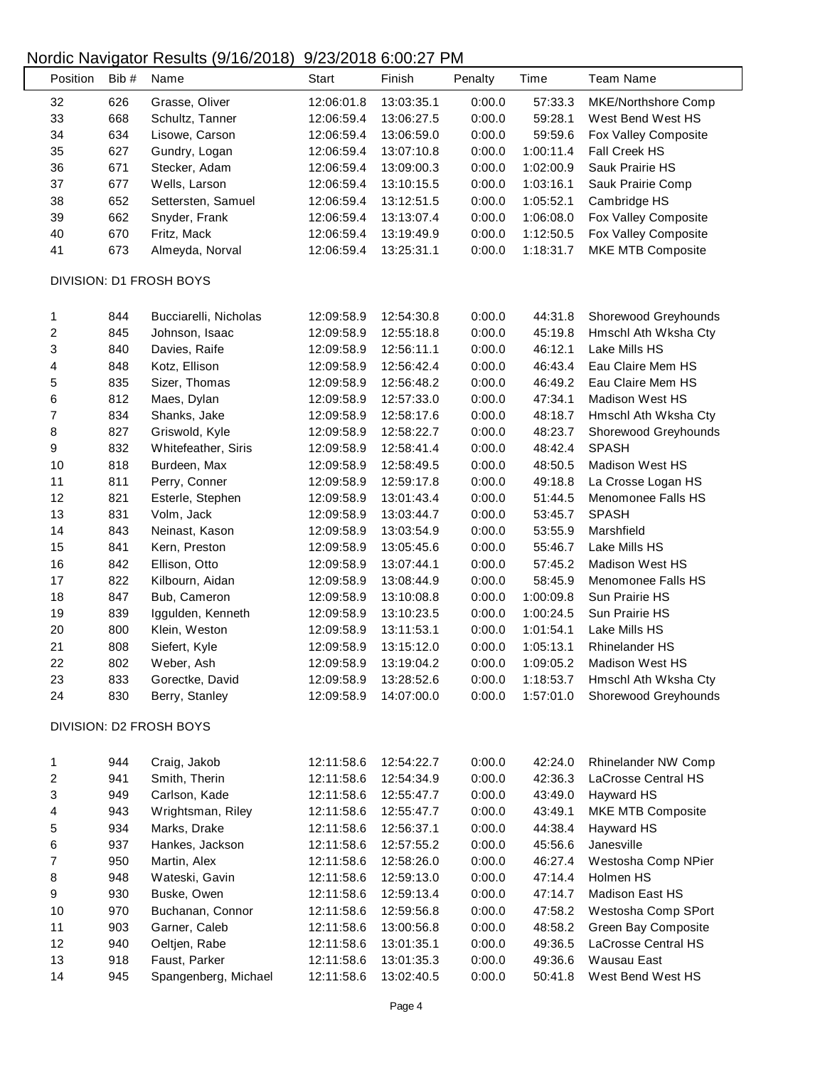# Nordic Navigator Results (9/16/2018) 9/23/2018 6:00:27 PM

| Position | Bib # | Name | Start | Finish | Penalty | Time | Team Name |
|---|---|---|---|---|---|---|---|
| 32 | 626 | Grasse, Oliver | 12:06:01.8 | 13:03:35.1 | 0:00.0 | 57:33.3 | MKE/Northshore Comp |
| 33 | 668 | Schultz, Tanner | 12:06:59.4 | 13:06:27.5 | 0:00.0 | 59:28.1 | West Bend West HS |
| 34 | 634 | Lisowe, Carson | 12:06:59.4 | 13:06:59.0 | 0:00.0 | 59:59.6 | Fox Valley Composite |
| 35 | 627 | Gundry, Logan | 12:06:59.4 | 13:07:10.8 | 0:00.0 | 1:00:11.4 | Fall Creek HS |
| 36 | 671 | Stecker, Adam | 12:06:59.4 | 13:09:00.3 | 0:00.0 | 1:02:00.9 | Sauk Prairie HS |
| 37 | 677 | Wells, Larson | 12:06:59.4 | 13:10:15.5 | 0:00.0 | 1:03:16.1 | Sauk Prairie Comp |
| 38 | 652 | Settersten, Samuel | 12:06:59.4 | 13:12:51.5 | 0:00.0 | 1:05:52.1 | Cambridge HS |
| 39 | 662 | Snyder, Frank | 12:06:59.4 | 13:13:07.4 | 0:00.0 | 1:06:08.0 | Fox Valley Composite |
| 40 | 670 | Fritz, Mack | 12:06:59.4 | 13:19:49.9 | 0:00.0 | 1:12:50.5 | Fox Valley Composite |
| 41 | 673 | Almeyda, Norval | 12:06:59.4 | 13:25:31.1 | 0:00.0 | 1:18:31.7 | MKE MTB Composite |

DIVISION: D1 FROSH BOYS

| Position | Bib # | Name | Start | Finish | Penalty | Time | Team Name |
|---|---|---|---|---|---|---|---|
| 1 | 844 | Bucciarelli, Nicholas | 12:09:58.9 | 12:54:30.8 | 0:00.0 | 44:31.8 | Shorewood Greyhounds |
| 2 | 845 | Johnson, Isaac | 12:09:58.9 | 12:55:18.8 | 0:00.0 | 45:19.8 | Hmschl Ath Wksha Cty |
| 3 | 840 | Davies, Raife | 12:09:58.9 | 12:56:11.1 | 0:00.0 | 46:12.1 | Lake Mills HS |
| 4 | 848 | Kotz, Ellison | 12:09:58.9 | 12:56:42.4 | 0:00.0 | 46:43.4 | Eau Claire Mem HS |
| 5 | 835 | Sizer, Thomas | 12:09:58.9 | 12:56:48.2 | 0:00.0 | 46:49.2 | Eau Claire Mem HS |
| 6 | 812 | Maes, Dylan | 12:09:58.9 | 12:57:33.0 | 0:00.0 | 47:34.1 | Madison West HS |
| 7 | 834 | Shanks, Jake | 12:09:58.9 | 12:58:17.6 | 0:00.0 | 48:18.7 | Hmschl Ath Wksha Cty |
| 8 | 827 | Griswold, Kyle | 12:09:58.9 | 12:58:22.7 | 0:00.0 | 48:23.7 | Shorewood Greyhounds |
| 9 | 832 | Whitefeather, Siris | 12:09:58.9 | 12:58:41.4 | 0:00.0 | 48:42.4 | SPASH |
| 10 | 818 | Burdeen, Max | 12:09:58.9 | 12:58:49.5 | 0:00.0 | 48:50.5 | Madison West HS |
| 11 | 811 | Perry, Conner | 12:09:58.9 | 12:59:17.8 | 0:00.0 | 49:18.8 | La Crosse Logan HS |
| 12 | 821 | Esterle, Stephen | 12:09:58.9 | 13:01:43.4 | 0:00.0 | 51:44.5 | Menomonee Falls HS |
| 13 | 831 | Volm, Jack | 12:09:58.9 | 13:03:44.7 | 0:00.0 | 53:45.7 | SPASH |
| 14 | 843 | Neinast, Kason | 12:09:58.9 | 13:03:54.9 | 0:00.0 | 53:55.9 | Marshfield |
| 15 | 841 | Kern, Preston | 12:09:58.9 | 13:05:45.6 | 0:00.0 | 55:46.7 | Lake Mills HS |
| 16 | 842 | Ellison, Otto | 12:09:58.9 | 13:07:44.1 | 0:00.0 | 57:45.2 | Madison West HS |
| 17 | 822 | Kilbourn, Aidan | 12:09:58.9 | 13:08:44.9 | 0:00.0 | 58:45.9 | Menomonee Falls HS |
| 18 | 847 | Bub, Cameron | 12:09:58.9 | 13:10:08.8 | 0:00.0 | 1:00:09.8 | Sun Prairie HS |
| 19 | 839 | Iggulden, Kenneth | 12:09:58.9 | 13:10:23.5 | 0:00.0 | 1:00:24.5 | Sun Prairie HS |
| 20 | 800 | Klein, Weston | 12:09:58.9 | 13:11:53.1 | 0:00.0 | 1:01:54.1 | Lake Mills HS |
| 21 | 808 | Siefert, Kyle | 12:09:58.9 | 13:15:12.0 | 0:00.0 | 1:05:13.1 | Rhinelander HS |
| 22 | 802 | Weber, Ash | 12:09:58.9 | 13:19:04.2 | 0:00.0 | 1:09:05.2 | Madison West HS |
| 23 | 833 | Gorectke, David | 12:09:58.9 | 13:28:52.6 | 0:00.0 | 1:18:53.7 | Hmschl Ath Wksha Cty |
| 24 | 830 | Berry, Stanley | 12:09:58.9 | 14:07:00.0 | 0:00.0 | 1:57:01.0 | Shorewood Greyhounds |

DIVISION: D2 FROSH BOYS

| Position | Bib # | Name | Start | Finish | Penalty | Time | Team Name |
|---|---|---|---|---|---|---|---|
| 1 | 944 | Craig, Jakob | 12:11:58.6 | 12:54:22.7 | 0:00.0 | 42:24.0 | Rhinelander NW Comp |
| 2 | 941 | Smith, Therin | 12:11:58.6 | 12:54:34.9 | 0:00.0 | 42:36.3 | LaCrosse Central HS |
| 3 | 949 | Carlson, Kade | 12:11:58.6 | 12:55:47.7 | 0:00.0 | 43:49.0 | Hayward HS |
| 4 | 943 | Wrightsman, Riley | 12:11:58.6 | 12:55:47.7 | 0:00.0 | 43:49.1 | MKE MTB Composite |
| 5 | 934 | Marks, Drake | 12:11:58.6 | 12:56:37.1 | 0:00.0 | 44:38.4 | Hayward HS |
| 6 | 937 | Hankes, Jackson | 12:11:58.6 | 12:57:55.2 | 0:00.0 | 45:56.6 | Janesville |
| 7 | 950 | Martin, Alex | 12:11:58.6 | 12:58:26.0 | 0:00.0 | 46:27.4 | Westosha Comp NPier |
| 8 | 948 | Wateski, Gavin | 12:11:58.6 | 12:59:13.0 | 0:00.0 | 47:14.4 | Holmen HS |
| 9 | 930 | Buske, Owen | 12:11:58.6 | 12:59:13.4 | 0:00.0 | 47:14.7 | Madison East HS |
| 10 | 970 | Buchanan, Connor | 12:11:58.6 | 12:59:56.8 | 0:00.0 | 47:58.2 | Westosha Comp SPort |
| 11 | 903 | Garner, Caleb | 12:11:58.6 | 13:00:56.8 | 0:00.0 | 48:58.2 | Green Bay Composite |
| 12 | 940 | Oeltjen, Rabe | 12:11:58.6 | 13:01:35.1 | 0:00.0 | 49:36.5 | LaCrosse Central HS |
| 13 | 918 | Faust, Parker | 12:11:58.6 | 13:01:35.3 | 0:00.0 | 49:36.6 | Wausau East |
| 14 | 945 | Spangenberg, Michael | 12:11:58.6 | 13:02:40.5 | 0:00.0 | 50:41.8 | West Bend West HS |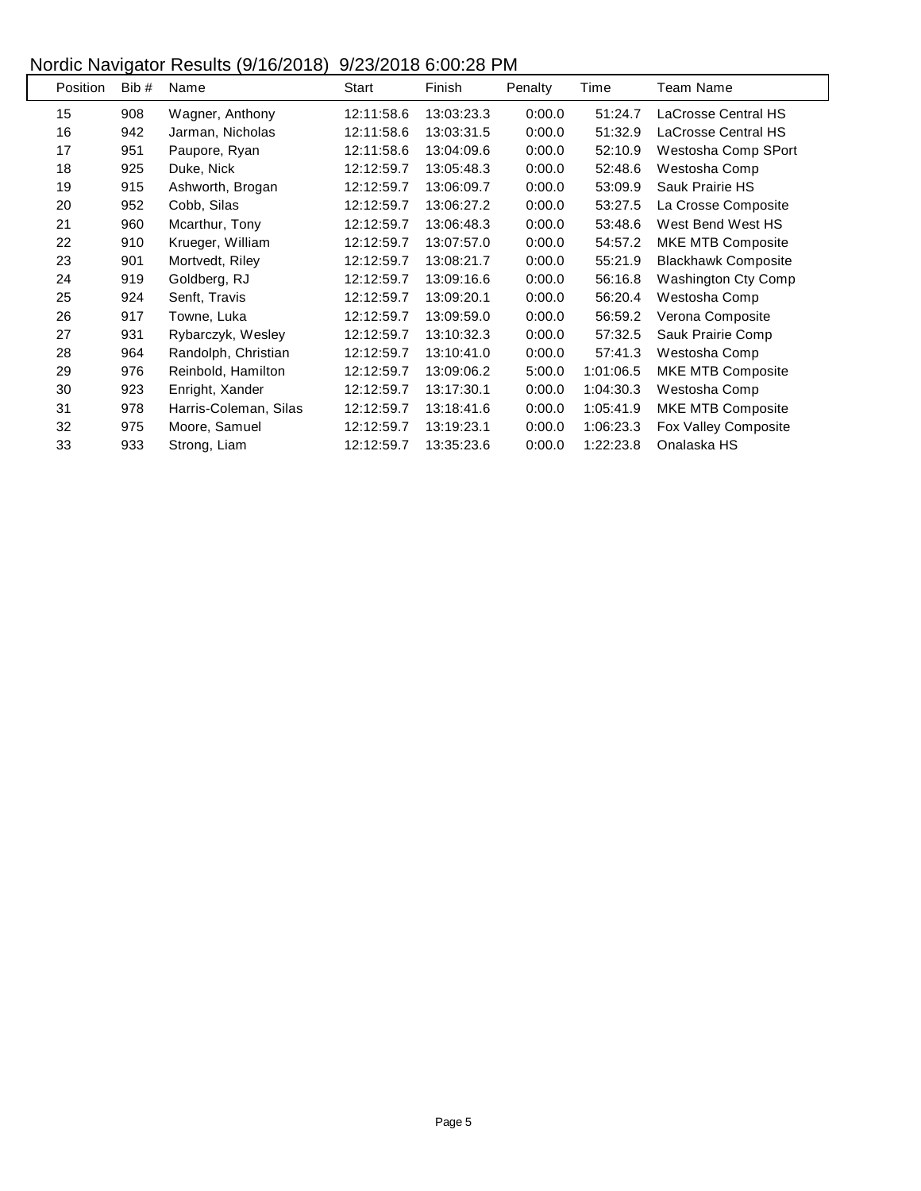# Nordic Navigator Results (9/16/2018) 9/23/2018 6:00:28 PM

| Position | Bib # | Name | Start | Finish | Penalty | Time | Team Name |
|---|---|---|---|---|---|---|---|
| 15 | 908 | Wagner, Anthony | 12:11:58.6 | 13:03:23.3 | 0:00.0 | 51:24.7 | LaCrosse Central HS |
| 16 | 942 | Jarman, Nicholas | 12:11:58.6 | 13:03:31.5 | 0:00.0 | 51:32.9 | LaCrosse Central HS |
| 17 | 951 | Paupore, Ryan | 12:11:58.6 | 13:04:09.6 | 0:00.0 | 52:10.9 | Westosha Comp SPort |
| 18 | 925 | Duke, Nick | 12:12:59.7 | 13:05:48.3 | 0:00.0 | 52:48.6 | Westosha Comp |
| 19 | 915 | Ashworth, Brogan | 12:12:59.7 | 13:06:09.7 | 0:00.0 | 53:09.9 | Sauk Prairie HS |
| 20 | 952 | Cobb, Silas | 12:12:59.7 | 13:06:27.2 | 0:00.0 | 53:27.5 | La Crosse Composite |
| 21 | 960 | Mcarthur, Tony | 12:12:59.7 | 13:06:48.3 | 0:00.0 | 53:48.6 | West Bend West HS |
| 22 | 910 | Krueger, William | 12:12:59.7 | 13:07:57.0 | 0:00.0 | 54:57.2 | MKE MTB Composite |
| 23 | 901 | Mortvedt, Riley | 12:12:59.7 | 13:08:21.7 | 0:00.0 | 55:21.9 | Blackhawk Composite |
| 24 | 919 | Goldberg, RJ | 12:12:59.7 | 13:09:16.6 | 0:00.0 | 56:16.8 | Washington Cty Comp |
| 25 | 924 | Senft, Travis | 12:12:59.7 | 13:09:20.1 | 0:00.0 | 56:20.4 | Westosha Comp |
| 26 | 917 | Towne, Luka | 12:12:59.7 | 13:09:59.0 | 0:00.0 | 56:59.2 | Verona Composite |
| 27 | 931 | Rybarczyk, Wesley | 12:12:59.7 | 13:10:32.3 | 0:00.0 | 57:32.5 | Sauk Prairie Comp |
| 28 | 964 | Randolph, Christian | 12:12:59.7 | 13:10:41.0 | 0:00.0 | 57:41.3 | Westosha Comp |
| 29 | 976 | Reinbold, Hamilton | 12:12:59.7 | 13:09:06.2 | 5:00.0 | 1:01:06.5 | MKE MTB Composite |
| 30 | 923 | Enright, Xander | 12:12:59.7 | 13:17:30.1 | 0:00.0 | 1:04:30.3 | Westosha Comp |
| 31 | 978 | Harris-Coleman, Silas | 12:12:59.7 | 13:18:41.6 | 0:00.0 | 1:05:41.9 | MKE MTB Composite |
| 32 | 975 | Moore, Samuel | 12:12:59.7 | 13:19:23.1 | 0:00.0 | 1:06:23.3 | Fox Valley Composite |
| 33 | 933 | Strong, Liam | 12:12:59.7 | 13:35:23.6 | 0:00.0 | 1:22:23.8 | Onalaska HS |